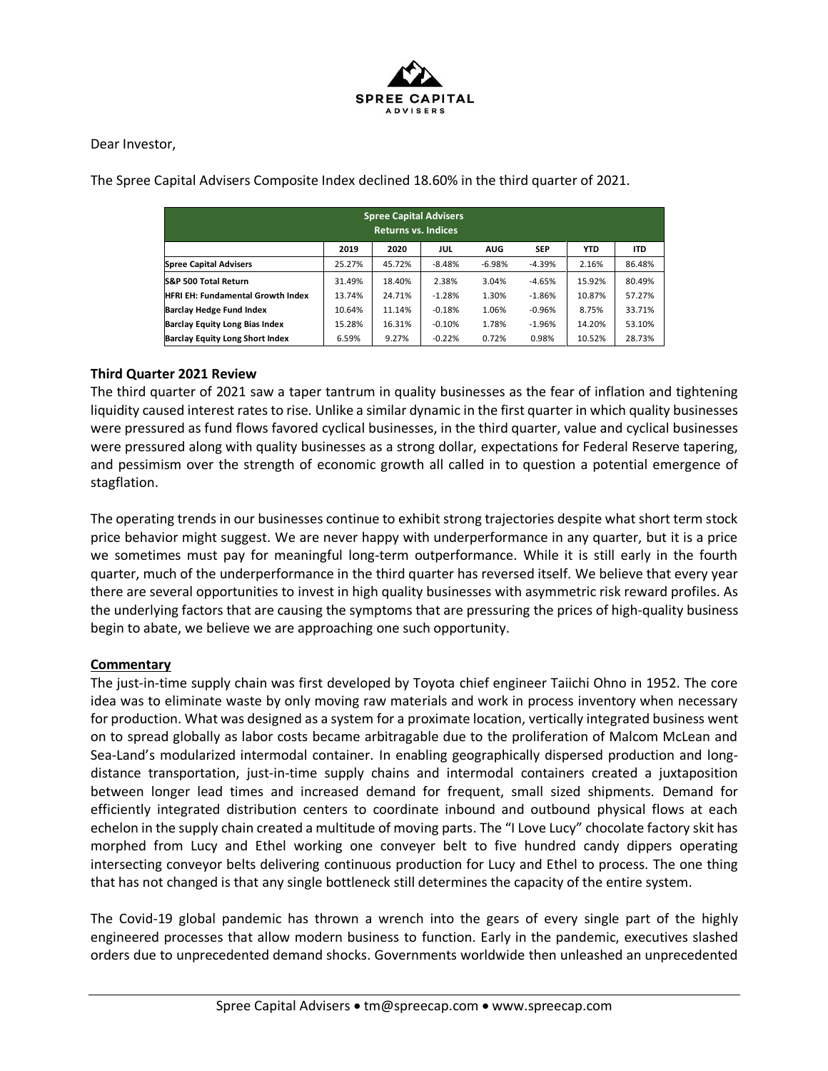SPREE CAPITAL ADVISERS

Dear Investor,

The Spree Capital Advisers Composite Index declined 18.60% in the third quarter of 2021.

| Spree Capital Advisers Returns vs. Indices | | | | | | | |
|---|---|---|---|---|---|---|---|
| | 2019 | 2020 | JUL | AUG | SEP | YTD | ITD |
| **Spree Capital Advisers** | 25.27% | 45.72% | -8.48% | -6.98% | -4.39% | 2.16% | 86.48% |
| **S&P 500 Total Return** | 31.49% | 18.40% | 2.38% | 3.04% | -4.65% | 15.92% | 80.49% |
| **HFRI EH: Fundamental Growth Index** | 13.74% | 24.71% | -1.28% | 1.30% | -1.86% | 10.87% | 57.27% |
| **Barclay Hedge Fund Index** | 10.64% | 11.14% | -0.18% | 1.06% | -0.96% | 8.75% | 33.71% |
| **Barclay Equity Long Bias Index** | 15.28% | 16.31% | -0.10% | 1.78% | -1.96% | 14.20% | 53.10% |
| **Barclay Equity Long Short Index** | 6.59% | 9.27% | -0.22% | 0.72% | 0.98% | 10.52% | 28.73% |

**Third Quarter 2021 Review**

The third quarter of 2021 saw a taper tantrum in quality businesses as the fear of inflation and tightening liquidity caused interest rates to rise. Unlike a similar dynamic in the first quarter in which quality businesses were pressured as fund flows favored cyclical businesses, in the third quarter, value and cyclical businesses were pressured along with quality businesses as a strong dollar, expectations for Federal Reserve tapering, and pessimism over the strength of economic growth all called in to question a potential emergence of stagflation.

The operating trends in our businesses continue to exhibit strong trajectories despite what short term stock price behavior might suggest. We are never happy with underperformance in any quarter, but it is a price we sometimes must pay for meaningful long-term outperformance. While it is still early in the fourth quarter, much of the underperformance in the third quarter has reversed itself. We believe that every year there are several opportunities to invest in high quality businesses with asymmetric risk reward profiles. As the underlying factors that are causing the symptoms that are pressuring the prices of high-quality business begin to abate, we believe we are approaching one such opportunity.

**Commentary**

The just-in-time supply chain was first developed by Toyota chief engineer Taiichi Ohno in 1952. The core idea was to eliminate waste by only moving raw materials and work in process inventory when necessary for production. What was designed as a system for a proximate location, vertically integrated business went on to spread globally as labor costs became arbitragable due to the proliferation of Malcom McLean and Sea-Land's modularized intermodal container. In enabling geographically dispersed production and long-distance transportation, just-in-time supply chains and intermodal containers created a juxtaposition between longer lead times and increased demand for frequent, small sized shipments. Demand for efficiently integrated distribution centers to coordinate inbound and outbound physical flows at each echelon in the supply chain created a multitude of moving parts. The "I Love Lucy" chocolate factory skit has morphed from Lucy and Ethel working one conveyer belt to five hundred candy dippers operating intersecting conveyor belts delivering continuous production for Lucy and Ethel to process. The one thing that has not changed is that any single bottleneck still determines the capacity of the entire system.

The Covid-19 global pandemic has thrown a wrench into the gears of every single part of the highly engineered processes that allow modern business to function. Early in the pandemic, executives slashed orders due to unprecedented demand shocks. Governments worldwide then unleashed an unprecedented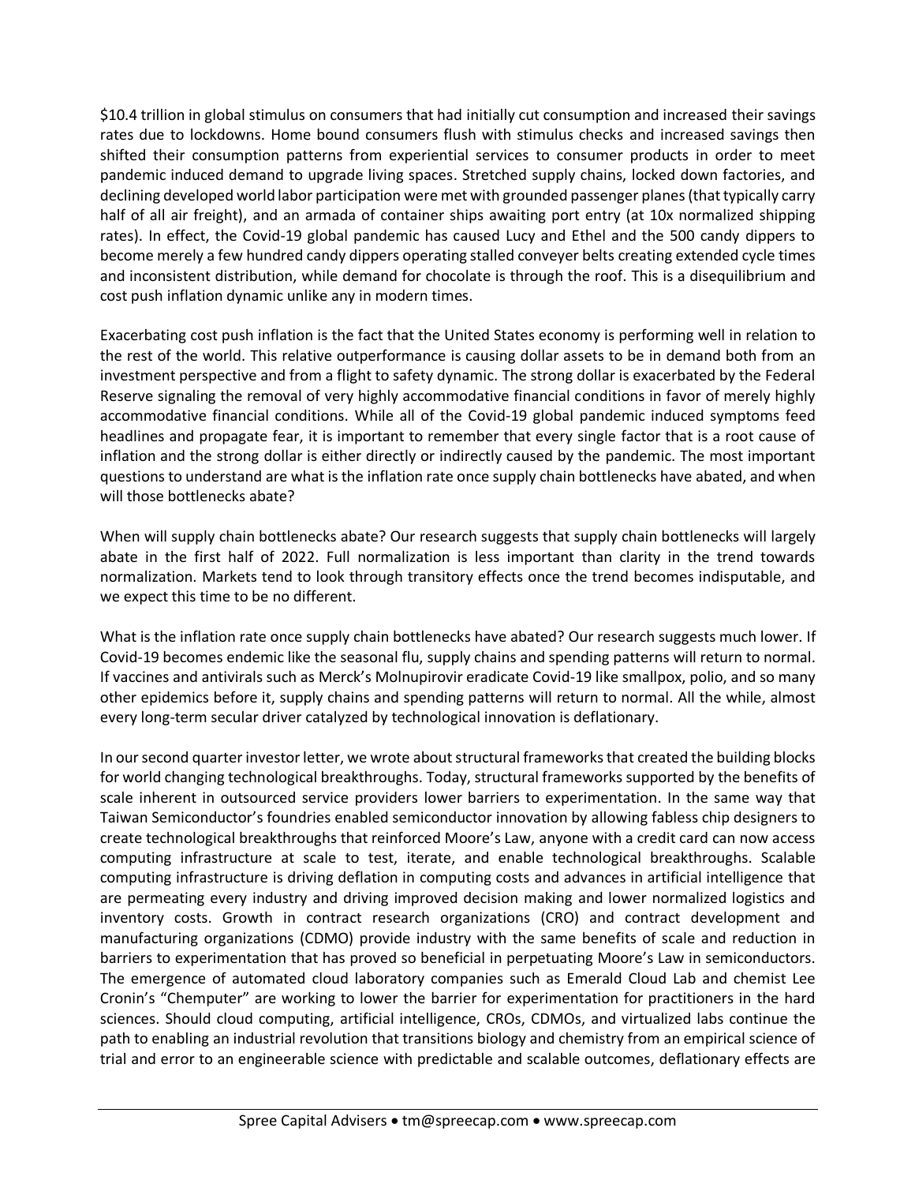$10.4 trillion in global stimulus on consumers that had initially cut consumption and increased their savings rates due to lockdowns. Home bound consumers flush with stimulus checks and increased savings then shifted their consumption patterns from experiential services to consumer products in order to meet pandemic induced demand to upgrade living spaces. Stretched supply chains, locked down factories, and declining developed world labor participation were met with grounded passenger planes (that typically carry half of all air freight), and an armada of container ships awaiting port entry (at 10x normalized shipping rates). In effect, the Covid-19 global pandemic has caused Lucy and Ethel and the 500 candy dippers to become merely a few hundred candy dippers operating stalled conveyer belts creating extended cycle times and inconsistent distribution, while demand for chocolate is through the roof. This is a disequilibrium and cost push inflation dynamic unlike any in modern times.

Exacerbating cost push inflation is the fact that the United States economy is performing well in relation to the rest of the world. This relative outperformance is causing dollar assets to be in demand both from an investment perspective and from a flight to safety dynamic. The strong dollar is exacerbated by the Federal Reserve signaling the removal of very highly accommodative financial conditions in favor of merely highly accommodative financial conditions. While all of the Covid-19 global pandemic induced symptoms feed headlines and propagate fear, it is important to remember that every single factor that is a root cause of inflation and the strong dollar is either directly or indirectly caused by the pandemic. The most important questions to understand are what is the inflation rate once supply chain bottlenecks have abated, and when will those bottlenecks abate?

When will supply chain bottlenecks abate? Our research suggests that supply chain bottlenecks will largely abate in the first half of 2022. Full normalization is less important than clarity in the trend towards normalization. Markets tend to look through transitory effects once the trend becomes indisputable, and we expect this time to be no different.

What is the inflation rate once supply chain bottlenecks have abated? Our research suggests much lower. If Covid-19 becomes endemic like the seasonal flu, supply chains and spending patterns will return to normal. If vaccines and antivirals such as Merck's Molnupirovir eradicate Covid-19 like smallpox, polio, and so many other epidemics before it, supply chains and spending patterns will return to normal. All the while, almost every long-term secular driver catalyzed by technological innovation is deflationary.

In our second quarter investor letter, we wrote about structural frameworks that created the building blocks for world changing technological breakthroughs. Today, structural frameworks supported by the benefits of scale inherent in outsourced service providers lower barriers to experimentation. In the same way that Taiwan Semiconductor's foundries enabled semiconductor innovation by allowing fabless chip designers to create technological breakthroughs that reinforced Moore's Law, anyone with a credit card can now access computing infrastructure at scale to test, iterate, and enable technological breakthroughs. Scalable computing infrastructure is driving deflation in computing costs and advances in artificial intelligence that are permeating every industry and driving improved decision making and lower normalized logistics and inventory costs. Growth in contract research organizations (CRO) and contract development and manufacturing organizations (CDMO) provide industry with the same benefits of scale and reduction in barriers to experimentation that has proved so beneficial in perpetuating Moore's Law in semiconductors. The emergence of automated cloud laboratory companies such as Emerald Cloud Lab and chemist Lee Cronin's "Chemputer" are working to lower the barrier for experimentation for practitioners in the hard sciences. Should cloud computing, artificial intelligence, CROs, CDMOs, and virtualized labs continue the path to enabling an industrial revolution that transitions biology and chemistry from an empirical science of trial and error to an engineerable science with predictable and scalable outcomes, deflationary effects are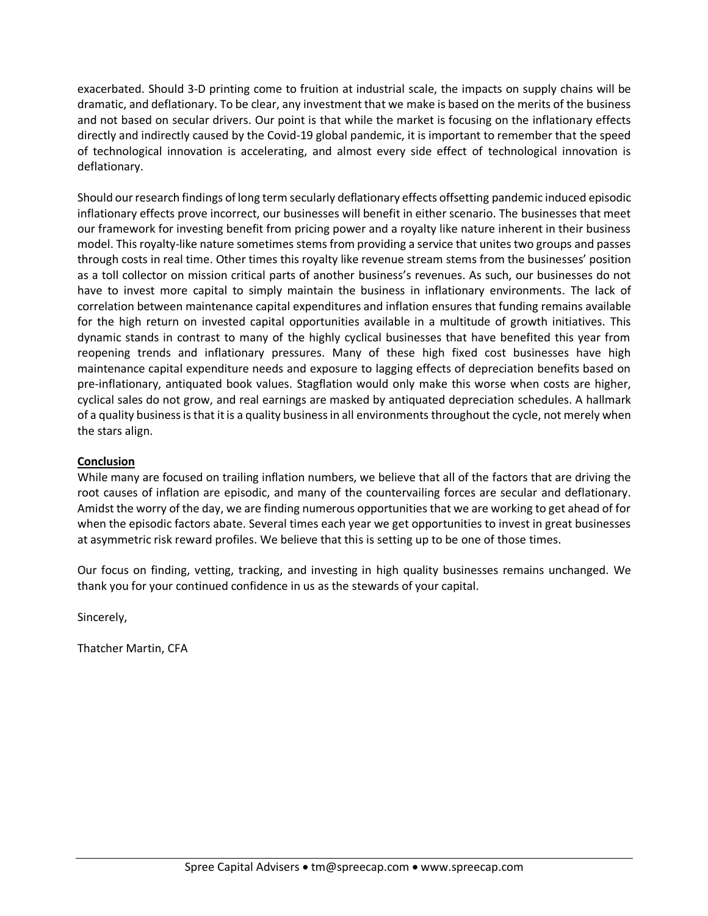exacerbated. Should 3-D printing come to fruition at industrial scale, the impacts on supply chains will be dramatic, and deflationary. To be clear, any investment that we make is based on the merits of the business and not based on secular drivers. Our point is that while the market is focusing on the inflationary effects directly and indirectly caused by the Covid-19 global pandemic, it is important to remember that the speed of technological innovation is accelerating, and almost every side effect of technological innovation is deflationary.

Should our research findings of long term secularly deflationary effects offsetting pandemic induced episodic inflationary effects prove incorrect, our businesses will benefit in either scenario. The businesses that meet our framework for investing benefit from pricing power and a royalty like nature inherent in their business model. This royalty-like nature sometimes stems from providing a service that unites two groups and passes through costs in real time. Other times this royalty like revenue stream stems from the businesses' position as a toll collector on mission critical parts of another business's revenues. As such, our businesses do not have to invest more capital to simply maintain the business in inflationary environments. The lack of correlation between maintenance capital expenditures and inflation ensures that funding remains available for the high return on invested capital opportunities available in a multitude of growth initiatives. This dynamic stands in contrast to many of the highly cyclical businesses that have benefited this year from reopening trends and inflationary pressures. Many of these high fixed cost businesses have high maintenance capital expenditure needs and exposure to lagging effects of depreciation benefits based on pre-inflationary, antiquated book values. Stagflation would only make this worse when costs are higher, cyclical sales do not grow, and real earnings are masked by antiquated depreciation schedules. A hallmark of a quality business is that it is a quality business in all environments throughout the cycle, not merely when the stars align.

## Conclusion

While many are focused on trailing inflation numbers, we believe that all of the factors that are driving the root causes of inflation are episodic, and many of the countervailing forces are secular and deflationary. Amidst the worry of the day, we are finding numerous opportunities that we are working to get ahead of for when the episodic factors abate. Several times each year we get opportunities to invest in great businesses at asymmetric risk reward profiles. We believe that this is setting up to be one of those times.

Our focus on finding, vetting, tracking, and investing in high quality businesses remains unchanged. We thank you for your continued confidence in us as the stewards of your capital.

Sincerely,

Thatcher Martin, CFA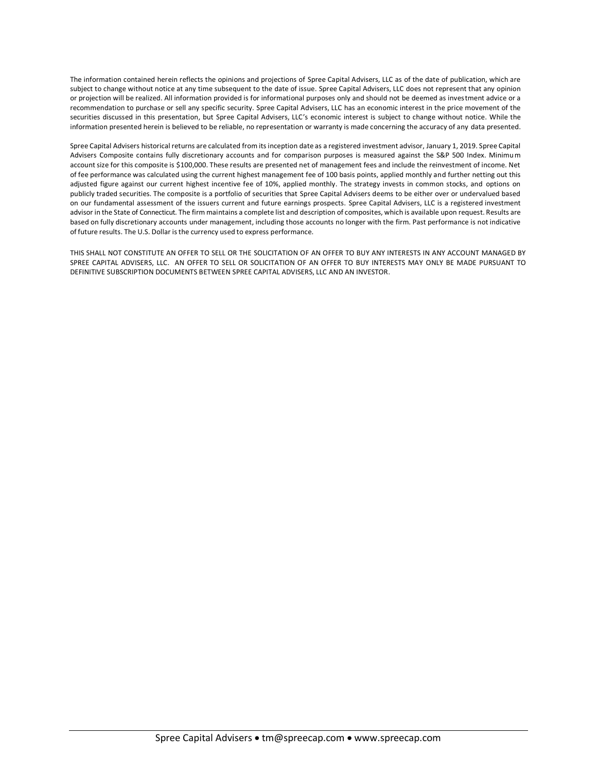The information contained herein reflects the opinions and projections of Spree Capital Advisers, LLC as of the date of publication, which are subject to change without notice at any time subsequent to the date of issue. Spree Capital Advisers, LLC does not represent that any opinion or projection will be realized. All information provided is for informational purposes only and should not be deemed as investment advice or a recommendation to purchase or sell any specific security. Spree Capital Advisers, LLC has an economic interest in the price movement of the securities discussed in this presentation, but Spree Capital Advisers, LLC's economic interest is subject to change without notice. While the information presented herein is believed to be reliable, no representation or warranty is made concerning the accuracy of any data presented.

Spree Capital Advisers historical returns are calculated from its inception date as a registered investment advisor, January 1, 2019. Spree Capital Advisers Composite contains fully discretionary accounts and for comparison purposes is measured against the S&P 500 Index. Minimum account size for this composite is $100,000. These results are presented net of management fees and include the reinvestment of income. Net of fee performance was calculated using the current highest management fee of 100 basis points, applied monthly and further netting out this adjusted figure against our current highest incentive fee of 10%, applied monthly. The strategy invests in common stocks, and options on publicly traded securities. The composite is a portfolio of securities that Spree Capital Advisers deems to be either over or undervalued based on our fundamental assessment of the issuers current and future earnings prospects. Spree Capital Advisers, LLC is a registered investment advisor in the State of Connecticut. The firm maintains a complete list and description of composites, which is available upon request. Results are based on fully discretionary accounts under management, including those accounts no longer with the firm. Past performance is not indicative of future results. The U.S. Dollar is the currency used to express performance.

THIS SHALL NOT CONSTITUTE AN OFFER TO SELL OR THE SOLICITATION OF AN OFFER TO BUY ANY INTERESTS IN ANY ACCOUNT MANAGED BY SPREE CAPITAL ADVISERS, LLC. AN OFFER TO SELL OR SOLICITATION OF AN OFFER TO BUY INTERESTS MAY ONLY BE MADE PURSUANT TO DEFINITIVE SUBSCRIPTION DOCUMENTS BETWEEN SPREE CAPITAL ADVISERS, LLC AND AN INVESTOR.